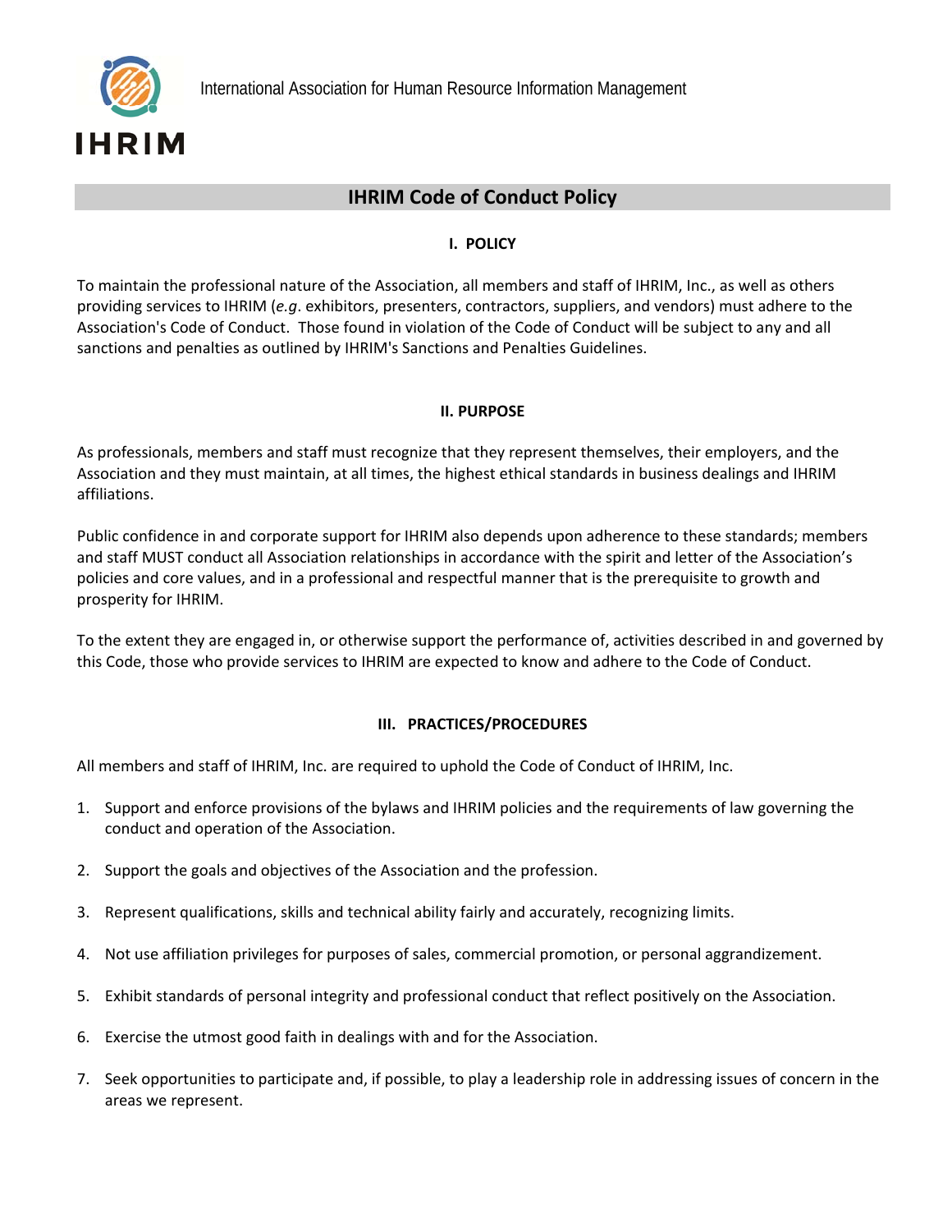IHRIM

International Association for Human Resource Information Management

# IHRIM Code of Conduct Policy

## I. POLICY

To maintain the professional nature of the Association, all members and staff of IHRIM, Inc., as well as others providing services to IHRIM (*e.g*. exhibitors, presenters, contractors, suppliers, and vendors) must adhere to the Association's Code of Conduct. Those found in violation of the Code of Conduct will be subject to any and all sanctions and penalties as outlined by IHRIM's Sanctions and Penalties Guidelines.

## II. PURPOSE

As professionals, members and staff must recognize that they represent themselves, their employers, and the Association and they must maintain, at all times, the highest ethical standards in business dealings and IHRIM affiliations.

Public confidence in and corporate support for IHRIM also depends upon adherence to these standards; members and staff MUST conduct all Association relationships in accordance with the spirit and letter of the Association's policies and core values, and in a professional and respectful manner that is the prerequisite to growth and prosperity for IHRIM.

To the extent they are engaged in, or otherwise support the performance of, activities described in and governed by this Code, those who provide services to IHRIM are expected to know and adhere to the Code of Conduct.

## III. PRACTICES/PROCEDURES

All members and staff of IHRIM, Inc. are required to uphold the Code of Conduct of IHRIM, Inc.

1. Support and enforce provisions of the bylaws and IHRIM policies and the requirements of law governing the conduct and operation of the Association.

2. Support the goals and objectives of the Association and the profession.

3. Represent qualifications, skills and technical ability fairly and accurately, recognizing limits.

4. Not use affiliation privileges for purposes of sales, commercial promotion, or personal aggrandizement.

5. Exhibit standards of personal integrity and professional conduct that reflect positively on the Association.

6. Exercise the utmost good faith in dealings with and for the Association.

7. Seek opportunities to participate and, if possible, to play a leadership role in addressing issues of concern in the areas we represent.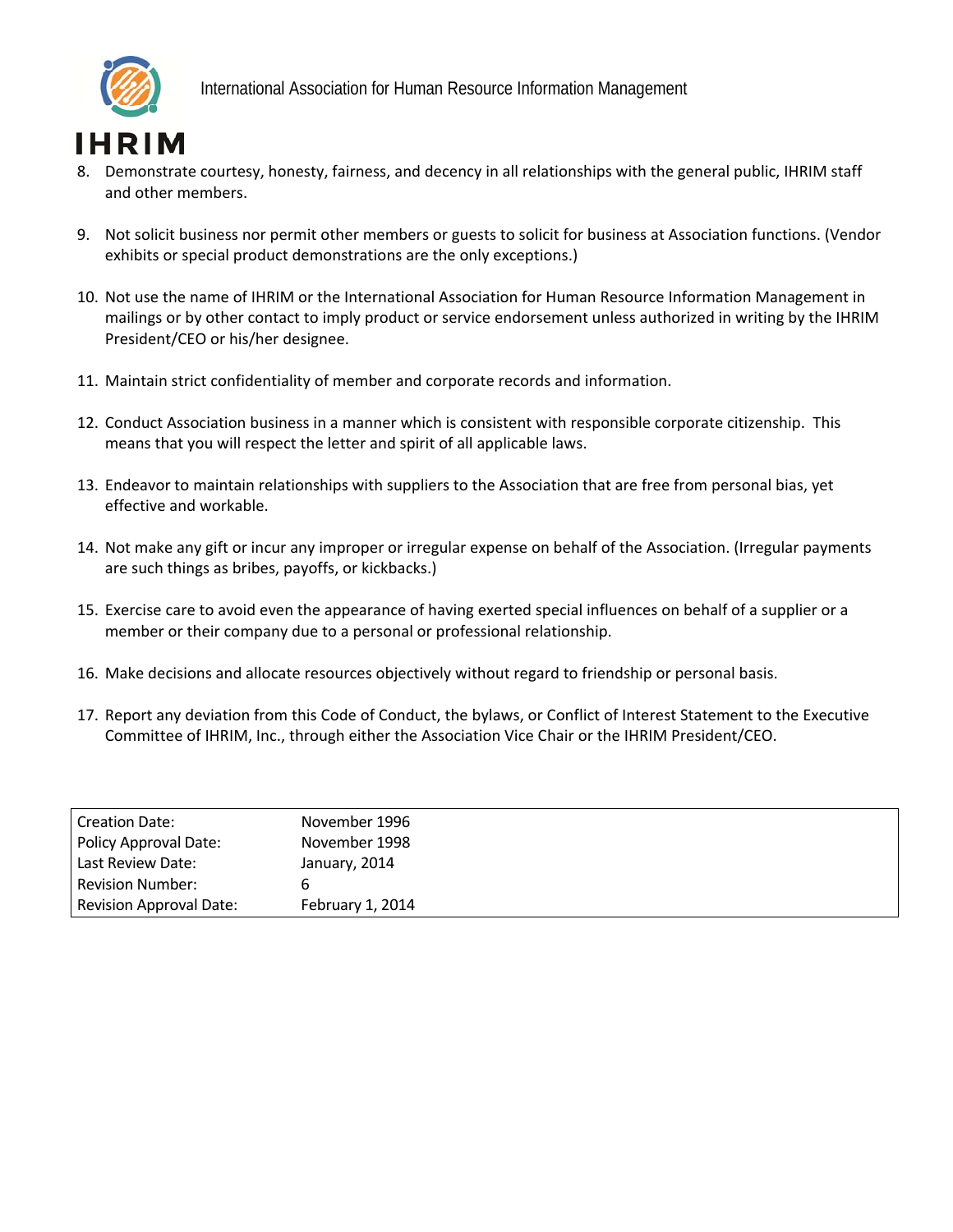8. Demonstrate courtesy, honesty, fairness, and decency in all relationships with the general public, IHRIM staff and other members.

9. Not solicit business nor permit other members or guests to solicit for business at Association functions. (Vendor exhibits or special product demonstrations are the only exceptions.)

10. Not use the name of IHRIM or the International Association for Human Resource Information Management in mailings or by other contact to imply product or service endorsement unless authorized in writing by the IHRIM President/CEO or his/her designee.

11. Maintain strict confidentiality of member and corporate records and information.

12. Conduct Association business in a manner which is consistent with responsible corporate citizenship. This means that you will respect the letter and spirit of all applicable laws.

13. Endeavor to maintain relationships with suppliers to the Association that are free from personal bias, yet effective and workable.

14. Not make any gift or incur any improper or irregular expense on behalf of the Association. (Irregular payments are such things as bribes, payoffs, or kickbacks.)

15. Exercise care to avoid even the appearance of having exerted special influences on behalf of a supplier or a member or their company due to a personal or professional relationship.

16. Make decisions and allocate resources objectively without regard to friendship or personal basis.

17. Report any deviation from this Code of Conduct, the bylaws, or Conflict of Interest Statement to the Executive Committee of IHRIM, Inc., through either the Association Vice Chair or the IHRIM President/CEO.

| | |
|---|---|
| Creation Date: | November 1996 |
| Policy Approval Date: | November 1998 |
| Last Review Date: | January, 2014 |
| Revision Number: | 6 |
| Revision Approval Date: | February 1, 2014 |